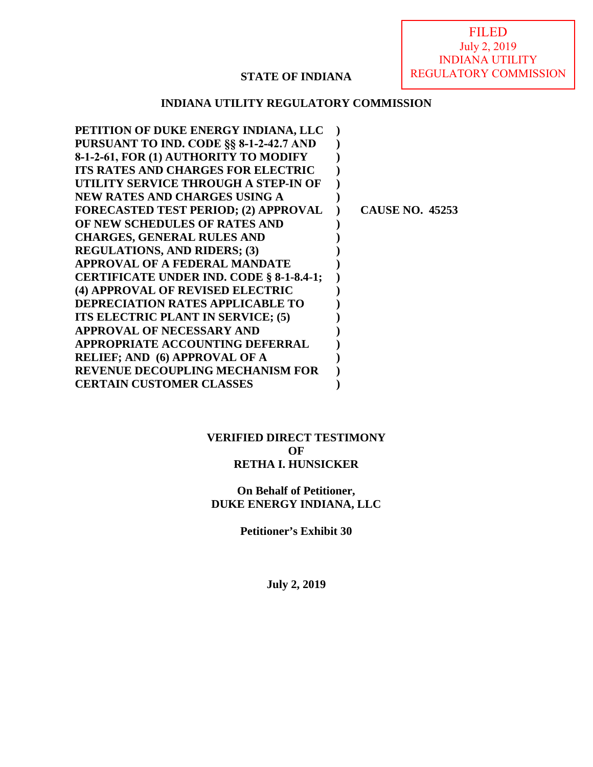FILED
July 2, 2019
INDIANA UTILITY
REGULATORY COMMISSION

**STATE OF INDIANA**

**INDIANA UTILITY REGULATORY COMMISSION**

| | | |
|---|---|---|
| **PETITION OF DUKE ENERGY INDIANA, LLC PURSUANT TO IND. CODE §§ 8-1-2-42.7 AND 8-1-2-61, FOR (1) AUTHORITY TO MODIFY ITS RATES AND CHARGES FOR ELECTRIC UTILITY SERVICE THROUGH A STEP-IN OF NEW RATES AND CHARGES USING A FORECASTED TEST PERIOD; (2) APPROVAL OF NEW SCHEDULES OF RATES AND CHARGES, GENERAL RULES AND REGULATIONS, AND RIDERS; (3) APPROVAL OF A FEDERAL MANDATE CERTIFICATE UNDER IND. CODE § 8-1-8.4-1; (4) APPROVAL OF REVISED ELECTRIC DEPRECIATION RATES APPLICABLE TO ITS ELECTRIC PLANT IN SERVICE; (5) APPROVAL OF NECESSARY AND APPROPRIATE ACCOUNTING DEFERRAL RELIEF; AND (6) APPROVAL OF A REVENUE DECOUPLING MECHANISM FOR CERTAIN CUSTOMER CLASSES** | ) | **CAUSE NO. 45253** |

**VERIFIED DIRECT TESTIMONY**
**OF**
**RETHA I. HUNSICKER**

**On Behalf of Petitioner,**
**DUKE ENERGY INDIANA, LLC**

**Petitioner's Exhibit 30**

**July 2, 2019**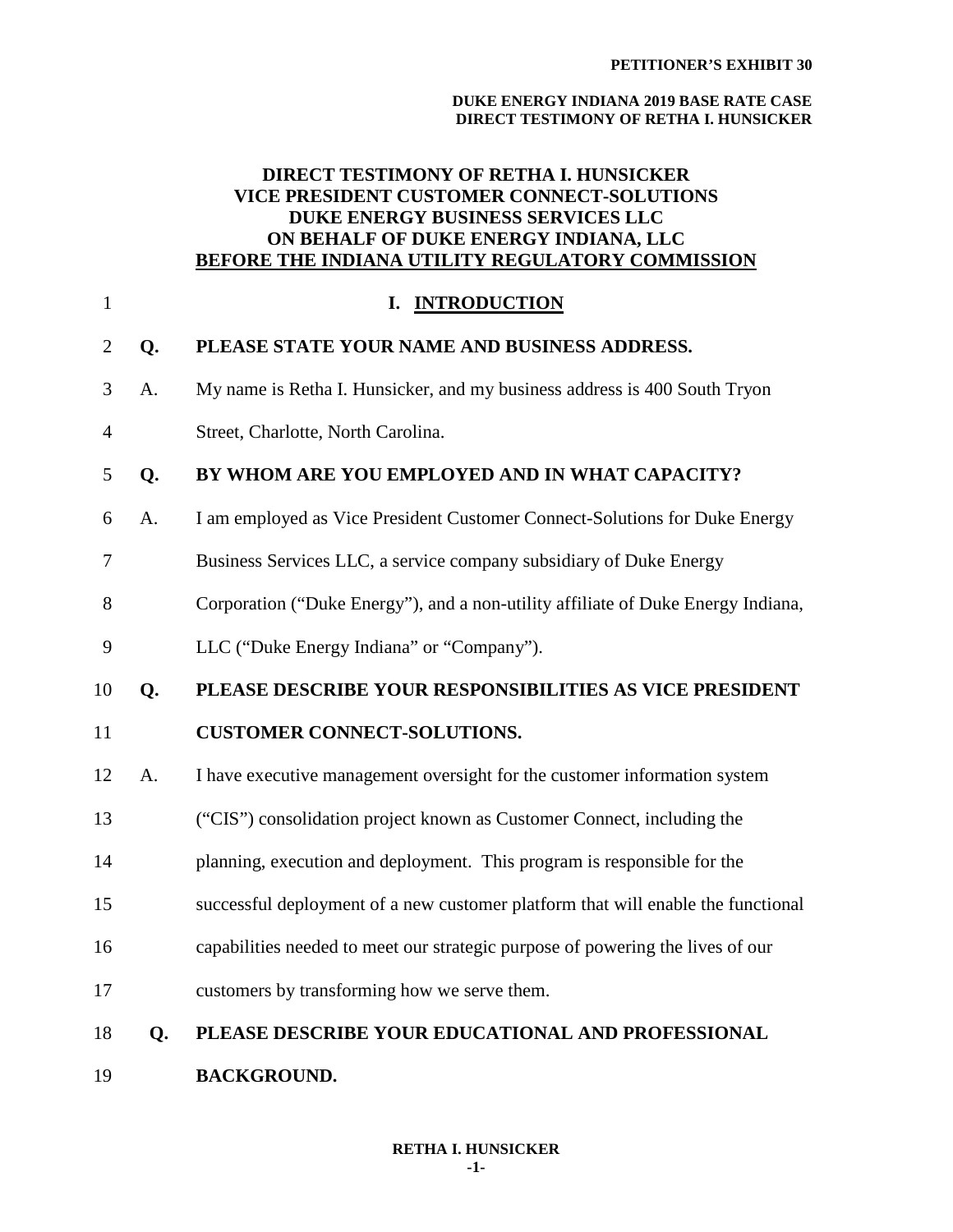**DIRECT TESTIMONY OF RETHA I. HUNSICKER**
**VICE PRESIDENT CUSTOMER CONNECT-SOLUTIONS**
**DUKE ENERGY BUSINESS SERVICES LLC**
**ON BEHALF OF DUKE ENERGY INDIANA, LLC**
**BEFORE THE INDIANA UTILITY REGULATORY COMMISSION**

## I. INTRODUCTION

**Q. PLEASE STATE YOUR NAME AND BUSINESS ADDRESS.**

A. My name is Retha I. Hunsicker, and my business address is 400 South Tryon Street, Charlotte, North Carolina.

**Q. BY WHOM ARE YOU EMPLOYED AND IN WHAT CAPACITY?**

A. I am employed as Vice President Customer Connect-Solutions for Duke Energy Business Services LLC, a service company subsidiary of Duke Energy Corporation ("Duke Energy"), and a non-utility affiliate of Duke Energy Indiana, LLC ("Duke Energy Indiana" or "Company").

**Q. PLEASE DESCRIBE YOUR RESPONSIBILITIES AS VICE PRESIDENT CUSTOMER CONNECT-SOLUTIONS.**

A. I have executive management oversight for the customer information system ("CIS") consolidation project known as Customer Connect, including the planning, execution and deployment. This program is responsible for the successful deployment of a new customer platform that will enable the functional capabilities needed to meet our strategic purpose of powering the lives of our customers by transforming how we serve them.

**Q. PLEASE DESCRIBE YOUR EDUCATIONAL AND PROFESSIONAL BACKGROUND.**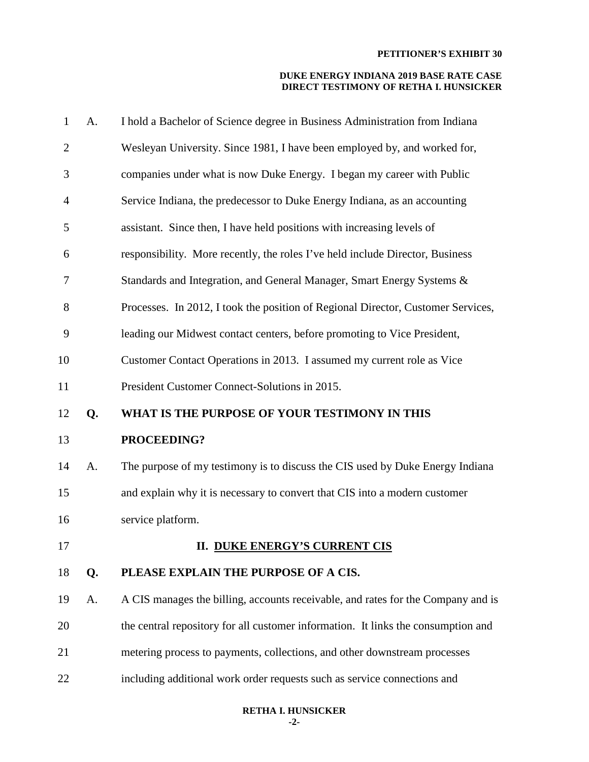A. I hold a Bachelor of Science degree in Business Administration from Indiana Wesleyan University. Since 1981, I have been employed by, and worked for, companies under what is now Duke Energy. I began my career with Public Service Indiana, the predecessor to Duke Energy Indiana, as an accounting assistant. Since then, I have held positions with increasing levels of responsibility. More recently, the roles I've held include Director, Business Standards and Integration, and General Manager, Smart Energy Systems & Processes. In 2012, I took the position of Regional Director, Customer Services, leading our Midwest contact centers, before promoting to Vice President, Customer Contact Operations in 2013. I assumed my current role as Vice President Customer Connect-Solutions in 2015.

**Q. WHAT IS THE PURPOSE OF YOUR TESTIMONY IN THIS PROCEEDING?**

A. The purpose of my testimony is to discuss the CIS used by Duke Energy Indiana and explain why it is necessary to convert that CIS into a modern customer service platform.

## II. DUKE ENERGY'S CURRENT CIS

**Q. PLEASE EXPLAIN THE PURPOSE OF A CIS.**

A. A CIS manages the billing, accounts receivable, and rates for the Company and is the central repository for all customer information. It links the consumption and metering process to payments, collections, and other downstream processes including additional work order requests such as service connections and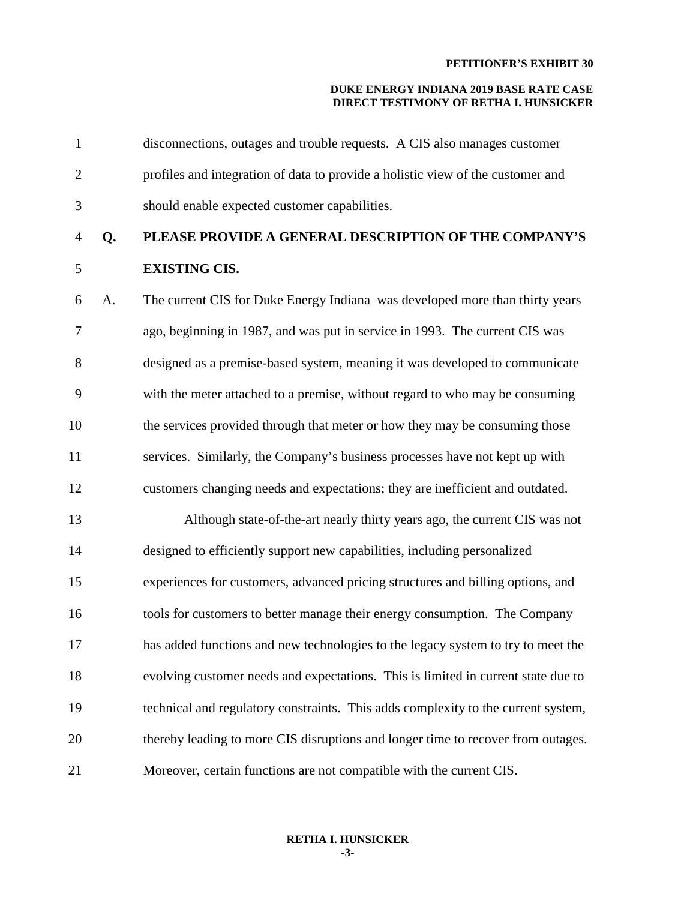disconnections, outages and trouble requests. A CIS also manages customer profiles and integration of data to provide a holistic view of the customer and should enable expected customer capabilities.

**Q. PLEASE PROVIDE A GENERAL DESCRIPTION OF THE COMPANY'S EXISTING CIS.**

A. The current CIS for Duke Energy Indiana was developed more than thirty years ago, beginning in 1987, and was put in service in 1993. The current CIS was designed as a premise-based system, meaning it was developed to communicate with the meter attached to a premise, without regard to who may be consuming the services provided through that meter or how they may be consuming those services. Similarly, the Company's business processes have not kept up with customers changing needs and expectations; they are inefficient and outdated.

Although state-of-the-art nearly thirty years ago, the current CIS was not designed to efficiently support new capabilities, including personalized experiences for customers, advanced pricing structures and billing options, and tools for customers to better manage their energy consumption. The Company has added functions and new technologies to the legacy system to try to meet the evolving customer needs and expectations. This is limited in current state due to technical and regulatory constraints. This adds complexity to the current system, thereby leading to more CIS disruptions and longer time to recover from outages. Moreover, certain functions are not compatible with the current CIS.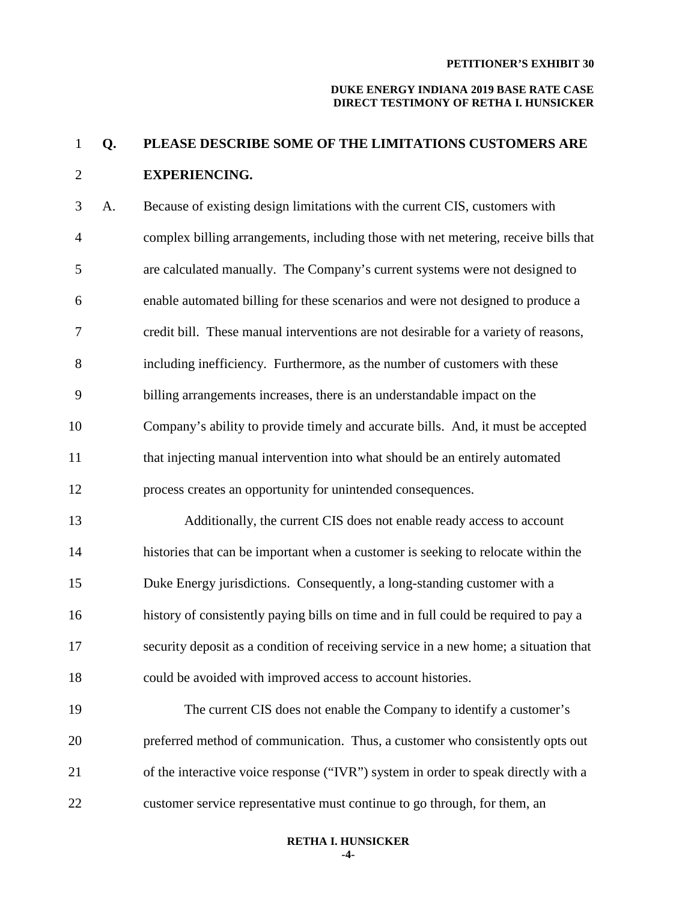**Q. PLEASE DESCRIBE SOME OF THE LIMITATIONS CUSTOMERS ARE EXPERIENCING.**

A. Because of existing design limitations with the current CIS, customers with complex billing arrangements, including those with net metering, receive bills that are calculated manually. The Company's current systems were not designed to enable automated billing for these scenarios and were not designed to produce a credit bill. These manual interventions are not desirable for a variety of reasons, including inefficiency. Furthermore, as the number of customers with these billing arrangements increases, there is an understandable impact on the Company's ability to provide timely and accurate bills. And, it must be accepted that injecting manual intervention into what should be an entirely automated process creates an opportunity for unintended consequences.

Additionally, the current CIS does not enable ready access to account histories that can be important when a customer is seeking to relocate within the Duke Energy jurisdictions. Consequently, a long-standing customer with a history of consistently paying bills on time and in full could be required to pay a security deposit as a condition of receiving service in a new home; a situation that could be avoided with improved access to account histories.

The current CIS does not enable the Company to identify a customer's preferred method of communication. Thus, a customer who consistently opts out of the interactive voice response ("IVR") system in order to speak directly with a customer service representative must continue to go through, for them, an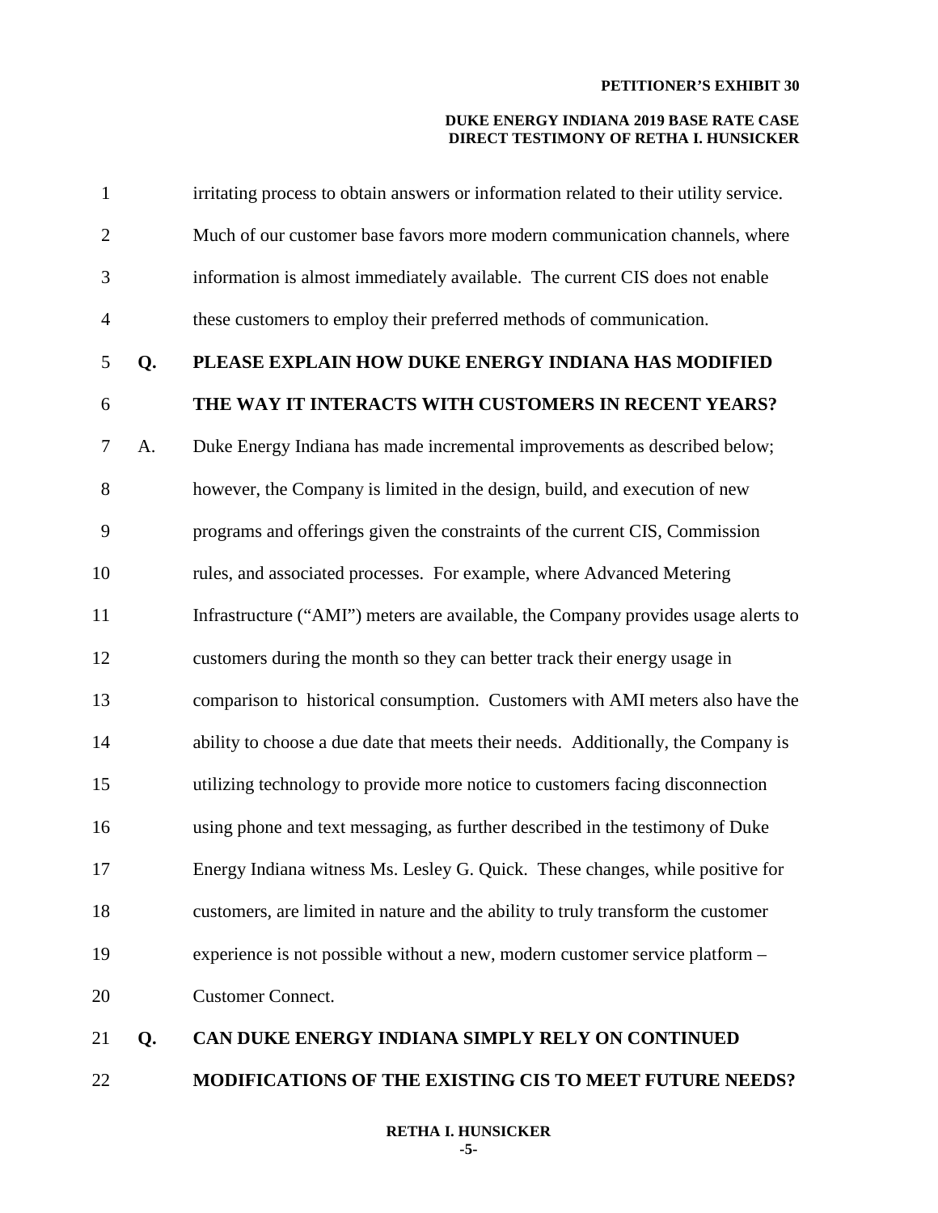irritating process to obtain answers or information related to their utility service. Much of our customer base favors more modern communication channels, where information is almost immediately available. The current CIS does not enable these customers to employ their preferred methods of communication.

**Q. PLEASE EXPLAIN HOW DUKE ENERGY INDIANA HAS MODIFIED THE WAY IT INTERACTS WITH CUSTOMERS IN RECENT YEARS?**

A. Duke Energy Indiana has made incremental improvements as described below; however, the Company is limited in the design, build, and execution of new programs and offerings given the constraints of the current CIS, Commission rules, and associated processes. For example, where Advanced Metering Infrastructure ("AMI") meters are available, the Company provides usage alerts to customers during the month so they can better track their energy usage in comparison to historical consumption. Customers with AMI meters also have the ability to choose a due date that meets their needs. Additionally, the Company is utilizing technology to provide more notice to customers facing disconnection using phone and text messaging, as further described in the testimony of Duke Energy Indiana witness Ms. Lesley G. Quick. These changes, while positive for customers, are limited in nature and the ability to truly transform the customer experience is not possible without a new, modern customer service platform – Customer Connect.

**Q. CAN DUKE ENERGY INDIANA SIMPLY RELY ON CONTINUED MODIFICATIONS OF THE EXISTING CIS TO MEET FUTURE NEEDS?**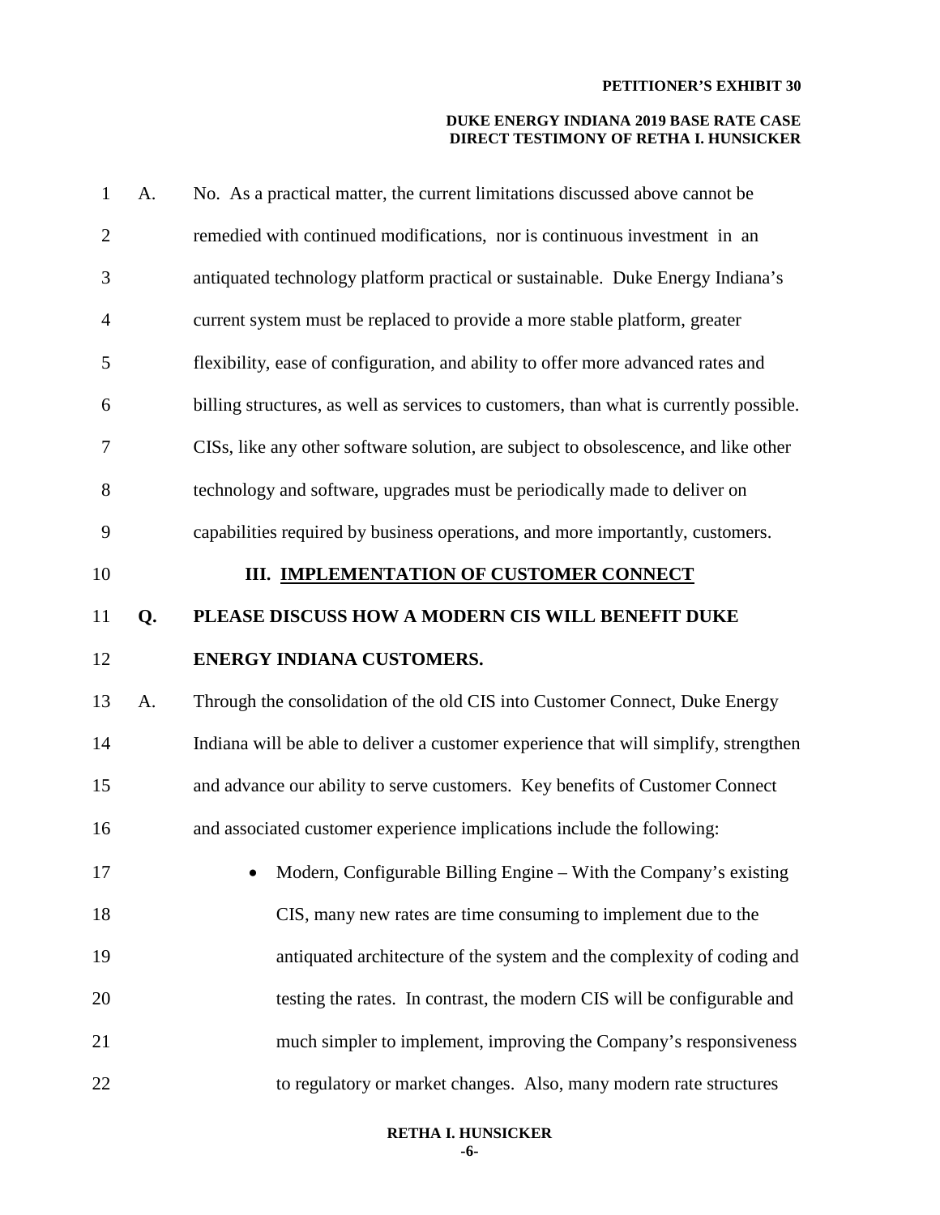A. No. As a practical matter, the current limitations discussed above cannot be remedied with continued modifications, nor is continuous investment in an antiquated technology platform practical or sustainable. Duke Energy Indiana's current system must be replaced to provide a more stable platform, greater flexibility, ease of configuration, and ability to offer more advanced rates and billing structures, as well as services to customers, than what is currently possible. CISs, like any other software solution, are subject to obsolescence, and like other technology and software, upgrades must be periodically made to deliver on capabilities required by business operations, and more importantly, customers.

## III. IMPLEMENTATION OF CUSTOMER CONNECT

**Q. PLEASE DISCUSS HOW A MODERN CIS WILL BENEFIT DUKE ENERGY INDIANA CUSTOMERS.**

A. Through the consolidation of the old CIS into Customer Connect, Duke Energy Indiana will be able to deliver a customer experience that will simplify, strengthen and advance our ability to serve customers. Key benefits of Customer Connect and associated customer experience implications include the following:

- Modern, Configurable Billing Engine – With the Company's existing CIS, many new rates are time consuming to implement due to the antiquated architecture of the system and the complexity of coding and testing the rates. In contrast, the modern CIS will be configurable and much simpler to implement, improving the Company's responsiveness to regulatory or market changes. Also, many modern rate structures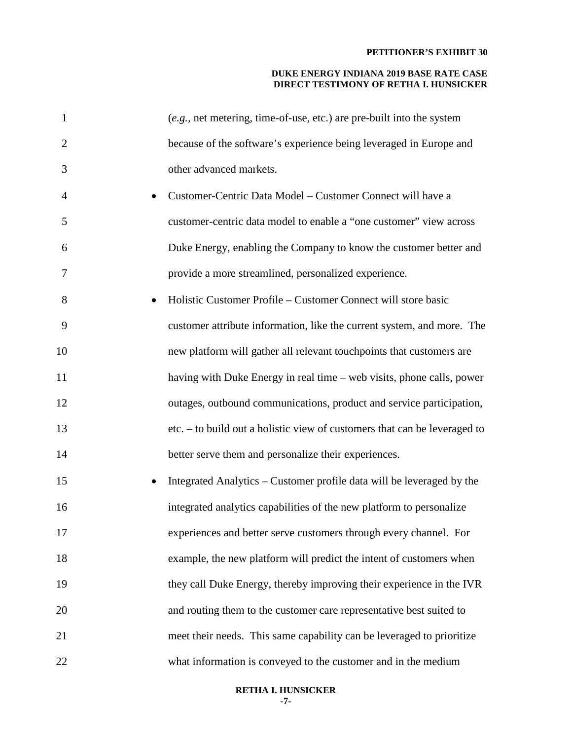(*e.g.*, net metering, time-of-use, etc.) are pre-built into the system because of the software's experience being leveraged in Europe and other advanced markets.

- Customer-Centric Data Model – Customer Connect will have a customer-centric data model to enable a "one customer" view across Duke Energy, enabling the Company to know the customer better and provide a more streamlined, personalized experience.
- Holistic Customer Profile – Customer Connect will store basic customer attribute information, like the current system, and more. The new platform will gather all relevant touchpoints that customers are having with Duke Energy in real time – web visits, phone calls, power outages, outbound communications, product and service participation, etc. – to build out a holistic view of customers that can be leveraged to better serve them and personalize their experiences.
- Integrated Analytics – Customer profile data will be leveraged by the integrated analytics capabilities of the new platform to personalize experiences and better serve customers through every channel. For example, the new platform will predict the intent of customers when they call Duke Energy, thereby improving their experience in the IVR and routing them to the customer care representative best suited to meet their needs. This same capability can be leveraged to prioritize what information is conveyed to the customer and in the medium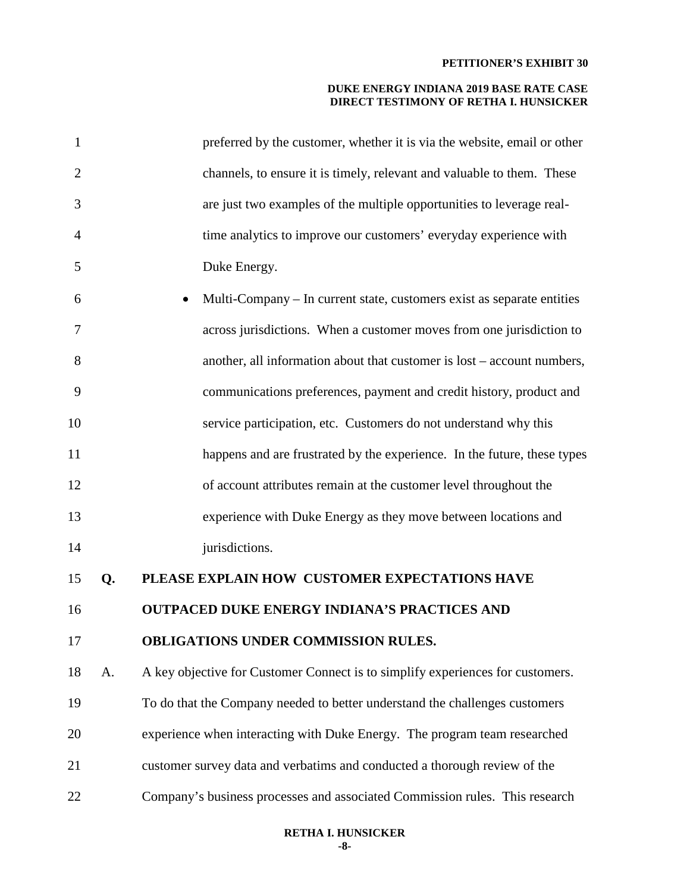preferred by the customer, whether it is via the website, email or other channels, to ensure it is timely, relevant and valuable to them. These are just two examples of the multiple opportunities to leverage real-time analytics to improve our customers' everyday experience with Duke Energy.

- Multi-Company – In current state, customers exist as separate entities across jurisdictions. When a customer moves from one jurisdiction to another, all information about that customer is lost – account numbers, communications preferences, payment and credit history, product and service participation, etc. Customers do not understand why this happens and are frustrated by the experience. In the future, these types of account attributes remain at the customer level throughout the experience with Duke Energy as they move between locations and jurisdictions.

**Q. PLEASE EXPLAIN HOW CUSTOMER EXPECTATIONS HAVE OUTPACED DUKE ENERGY INDIANA'S PRACTICES AND OBLIGATIONS UNDER COMMISSION RULES.**

A. A key objective for Customer Connect is to simplify experiences for customers. To do that the Company needed to better understand the challenges customers experience when interacting with Duke Energy. The program team researched customer survey data and verbatims and conducted a thorough review of the Company's business processes and associated Commission rules. This research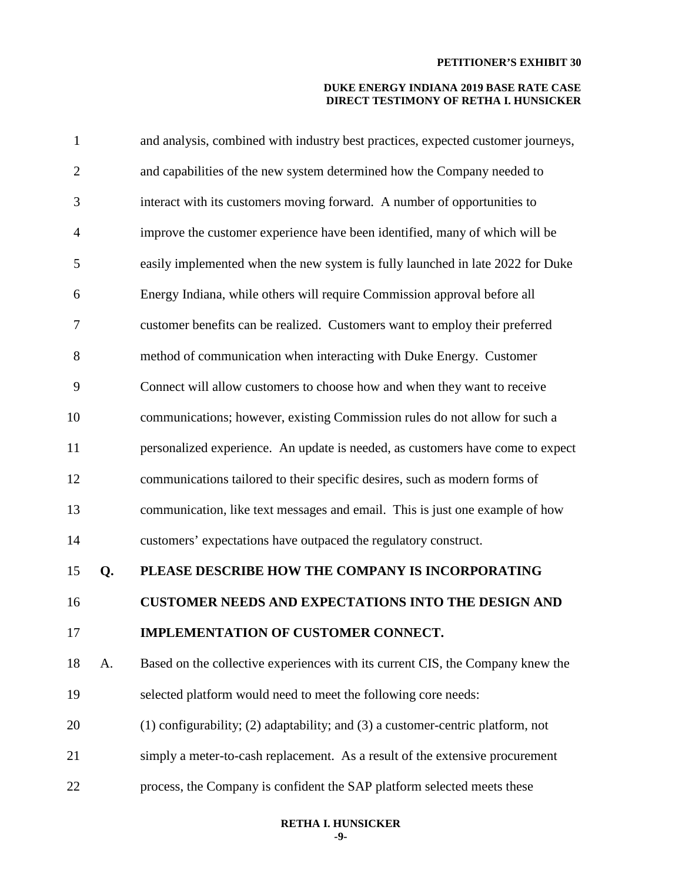and analysis, combined with industry best practices, expected customer journeys, and capabilities of the new system determined how the Company needed to interact with its customers moving forward. A number of opportunities to improve the customer experience have been identified, many of which will be easily implemented when the new system is fully launched in late 2022 for Duke Energy Indiana, while others will require Commission approval before all customer benefits can be realized. Customers want to employ their preferred method of communication when interacting with Duke Energy. Customer Connect will allow customers to choose how and when they want to receive communications; however, existing Commission rules do not allow for such a personalized experience. An update is needed, as customers have come to expect communications tailored to their specific desires, such as modern forms of communication, like text messages and email. This is just one example of how customers' expectations have outpaced the regulatory construct.

**Q. PLEASE DESCRIBE HOW THE COMPANY IS INCORPORATING CUSTOMER NEEDS AND EXPECTATIONS INTO THE DESIGN AND IMPLEMENTATION OF CUSTOMER CONNECT.**

A. Based on the collective experiences with its current CIS, the Company knew the selected platform would need to meet the following core needs: (1) configurability; (2) adaptability; and (3) a customer-centric platform, not simply a meter-to-cash replacement. As a result of the extensive procurement process, the Company is confident the SAP platform selected meets these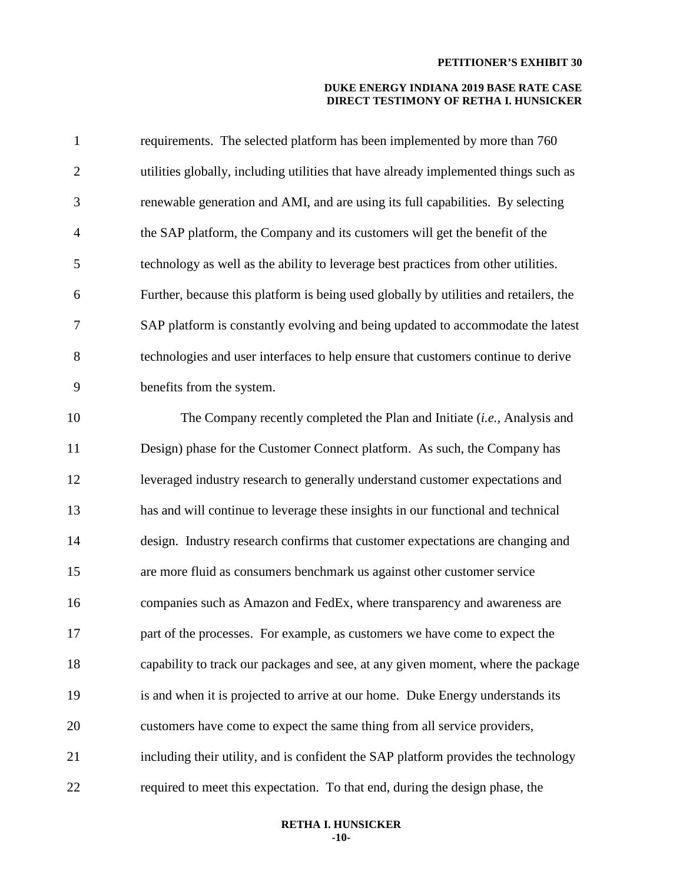requirements. The selected platform has been implemented by more than 760 utilities globally, including utilities that have already implemented things such as renewable generation and AMI, and are using its full capabilities. By selecting the SAP platform, the Company and its customers will get the benefit of the technology as well as the ability to leverage best practices from other utilities. Further, because this platform is being used globally by utilities and retailers, the SAP platform is constantly evolving and being updated to accommodate the latest technologies and user interfaces to help ensure that customers continue to derive benefits from the system.

The Company recently completed the Plan and Initiate (*i.e.*, Analysis and Design) phase for the Customer Connect platform. As such, the Company has leveraged industry research to generally understand customer expectations and has and will continue to leverage these insights in our functional and technical design. Industry research confirms that customer expectations are changing and are more fluid as consumers benchmark us against other customer service companies such as Amazon and FedEx, where transparency and awareness are part of the processes. For example, as customers we have come to expect the capability to track our packages and see, at any given moment, where the package is and when it is projected to arrive at our home. Duke Energy understands its customers have come to expect the same thing from all service providers, including their utility, and is confident the SAP platform provides the technology required to meet this expectation. To that end, during the design phase, the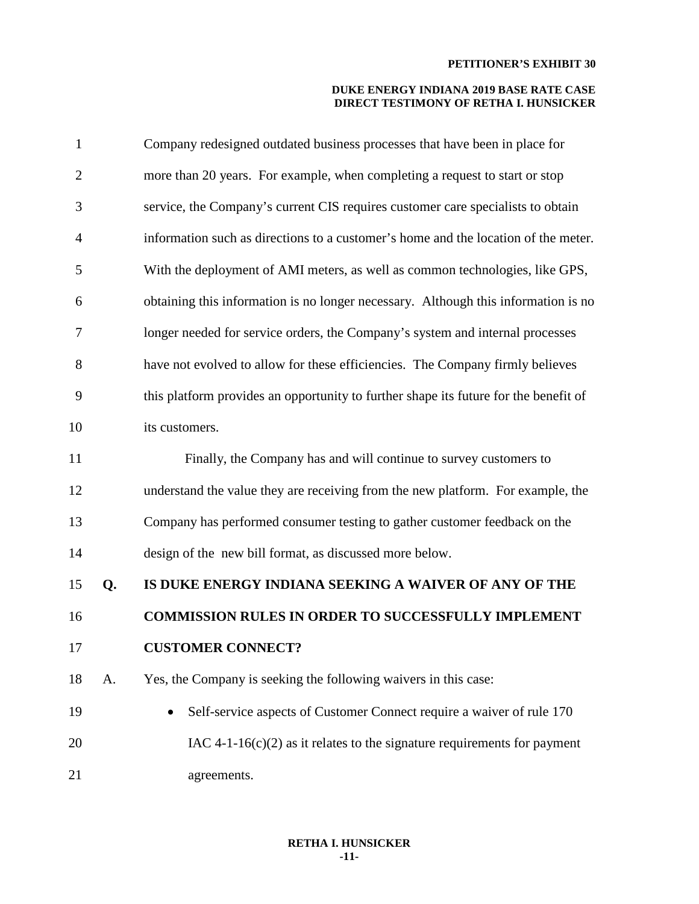Company redesigned outdated business processes that have been in place for more than 20 years. For example, when completing a request to start or stop service, the Company's current CIS requires customer care specialists to obtain information such as directions to a customer's home and the location of the meter. With the deployment of AMI meters, as well as common technologies, like GPS, obtaining this information is no longer necessary. Although this information is no longer needed for service orders, the Company's system and internal processes have not evolved to allow for these efficiencies. The Company firmly believes this platform provides an opportunity to further shape its future for the benefit of its customers.

Finally, the Company has and will continue to survey customers to understand the value they are receiving from the new platform. For example, the Company has performed consumer testing to gather customer feedback on the design of the new bill format, as discussed more below.

**Q. IS DUKE ENERGY INDIANA SEEKING A WAIVER OF ANY OF THE COMMISSION RULES IN ORDER TO SUCCESSFULLY IMPLEMENT CUSTOMER CONNECT?**

A. Yes, the Company is seeking the following waivers in this case:

- Self-service aspects of Customer Connect require a waiver of rule 170 IAC 4-1-16(c)(2) as it relates to the signature requirements for payment agreements.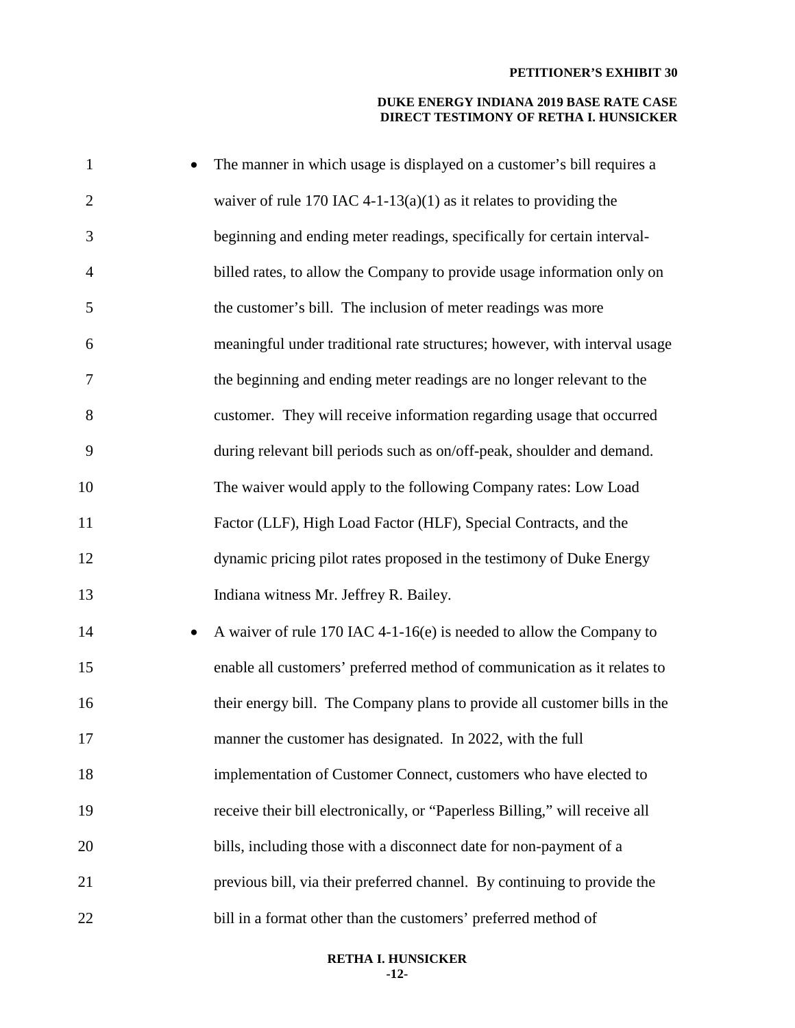- The manner in which usage is displayed on a customer's bill requires a waiver of rule 170 IAC 4-1-13(a)(1) as it relates to providing the beginning and ending meter readings, specifically for certain interval-billed rates, to allow the Company to provide usage information only on the customer's bill. The inclusion of meter readings was more meaningful under traditional rate structures; however, with interval usage the beginning and ending meter readings are no longer relevant to the customer. They will receive information regarding usage that occurred during relevant bill periods such as on/off-peak, shoulder and demand. The waiver would apply to the following Company rates: Low Load Factor (LLF), High Load Factor (HLF), Special Contracts, and the dynamic pricing pilot rates proposed in the testimony of Duke Energy Indiana witness Mr. Jeffrey R. Bailey.
- A waiver of rule 170 IAC 4-1-16(e) is needed to allow the Company to enable all customers' preferred method of communication as it relates to their energy bill. The Company plans to provide all customer bills in the manner the customer has designated. In 2022, with the full implementation of Customer Connect, customers who have elected to receive their bill electronically, or "Paperless Billing," will receive all bills, including those with a disconnect date for non-payment of a previous bill, via their preferred channel. By continuing to provide the bill in a format other than the customers' preferred method of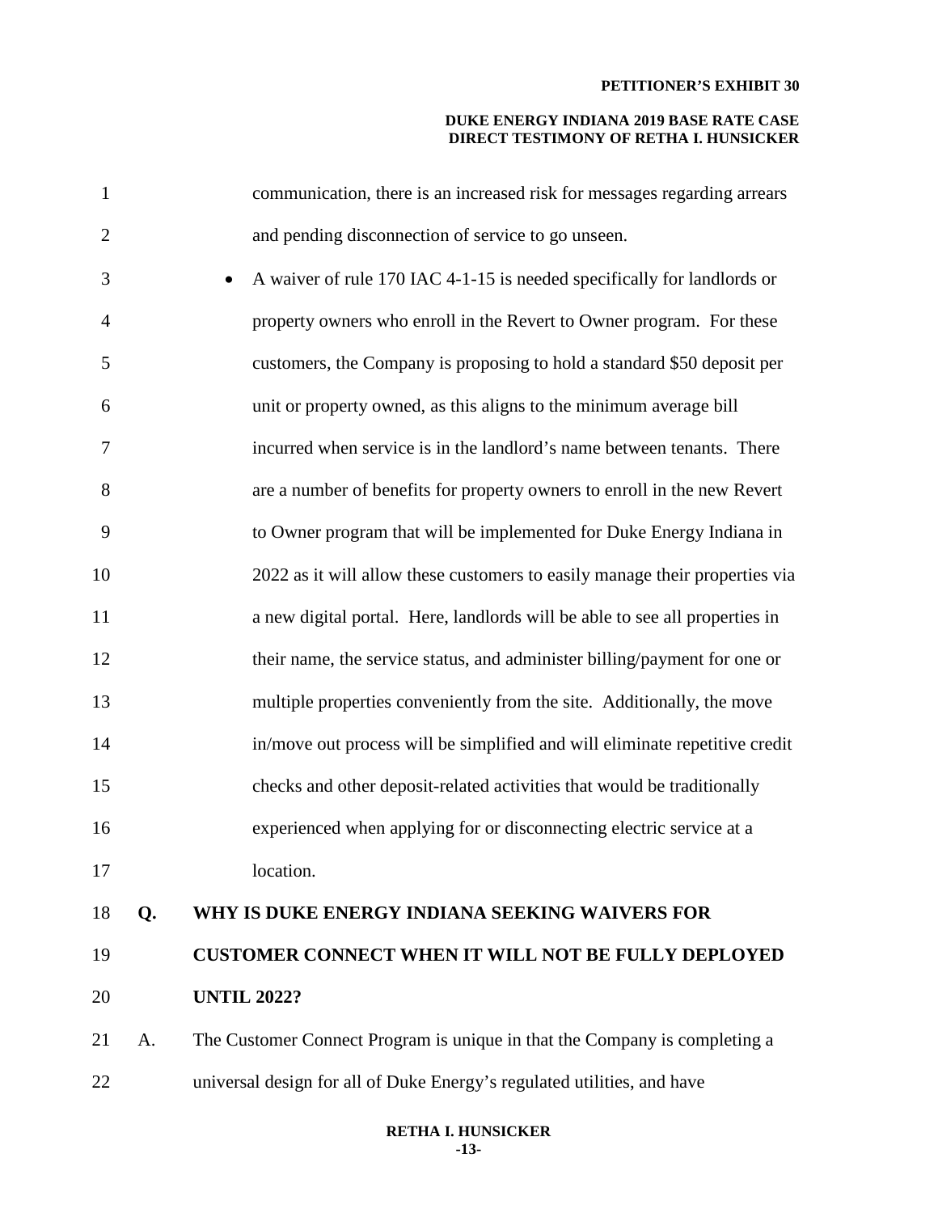communication, there is an increased risk for messages regarding arrears and pending disconnection of service to go unseen.

- A waiver of rule 170 IAC 4-1-15 is needed specifically for landlords or property owners who enroll in the Revert to Owner program. For these customers, the Company is proposing to hold a standard $50 deposit per unit or property owned, as this aligns to the minimum average bill incurred when service is in the landlord's name between tenants. There are a number of benefits for property owners to enroll in the new Revert to Owner program that will be implemented for Duke Energy Indiana in 2022 as it will allow these customers to easily manage their properties via a new digital portal. Here, landlords will be able to see all properties in their name, the service status, and administer billing/payment for one or multiple properties conveniently from the site. Additionally, the move in/move out process will be simplified and will eliminate repetitive credit checks and other deposit-related activities that would be traditionally experienced when applying for or disconnecting electric service at a location.

**Q. WHY IS DUKE ENERGY INDIANA SEEKING WAIVERS FOR CUSTOMER CONNECT WHEN IT WILL NOT BE FULLY DEPLOYED UNTIL 2022?**

A. The Customer Connect Program is unique in that the Company is completing a universal design for all of Duke Energy's regulated utilities, and have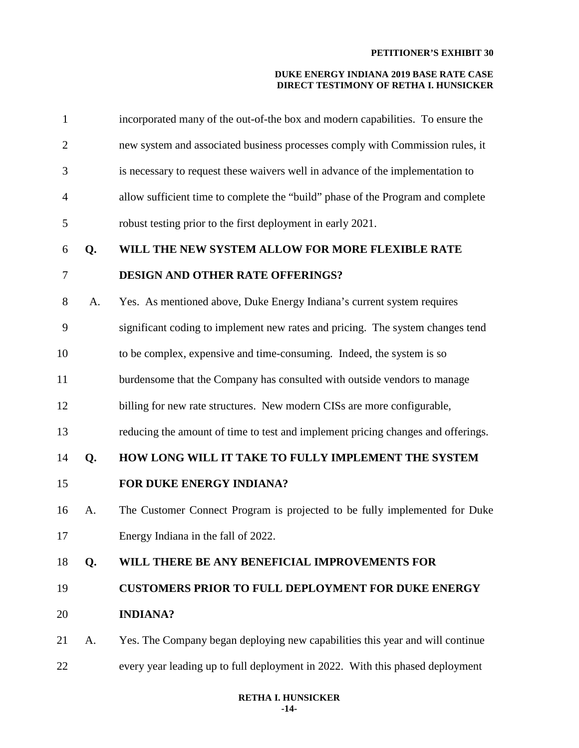incorporated many of the out-of-the box and modern capabilities. To ensure the new system and associated business processes comply with Commission rules, it is necessary to request these waivers well in advance of the implementation to allow sufficient time to complete the "build" phase of the Program and complete robust testing prior to the first deployment in early 2021.

**Q. WILL THE NEW SYSTEM ALLOW FOR MORE FLEXIBLE RATE DESIGN AND OTHER RATE OFFERINGS?**

A. Yes. As mentioned above, Duke Energy Indiana's current system requires significant coding to implement new rates and pricing. The system changes tend to be complex, expensive and time-consuming. Indeed, the system is so burdensome that the Company has consulted with outside vendors to manage billing for new rate structures. New modern CISs are more configurable, reducing the amount of time to test and implement pricing changes and offerings.

**Q. HOW LONG WILL IT TAKE TO FULLY IMPLEMENT THE SYSTEM FOR DUKE ENERGY INDIANA?**

A. The Customer Connect Program is projected to be fully implemented for Duke Energy Indiana in the fall of 2022.

**Q. WILL THERE BE ANY BENEFICIAL IMPROVEMENTS FOR CUSTOMERS PRIOR TO FULL DEPLOYMENT FOR DUKE ENERGY INDIANA?**

A. Yes. The Company began deploying new capabilities this year and will continue every year leading up to full deployment in 2022. With this phased deployment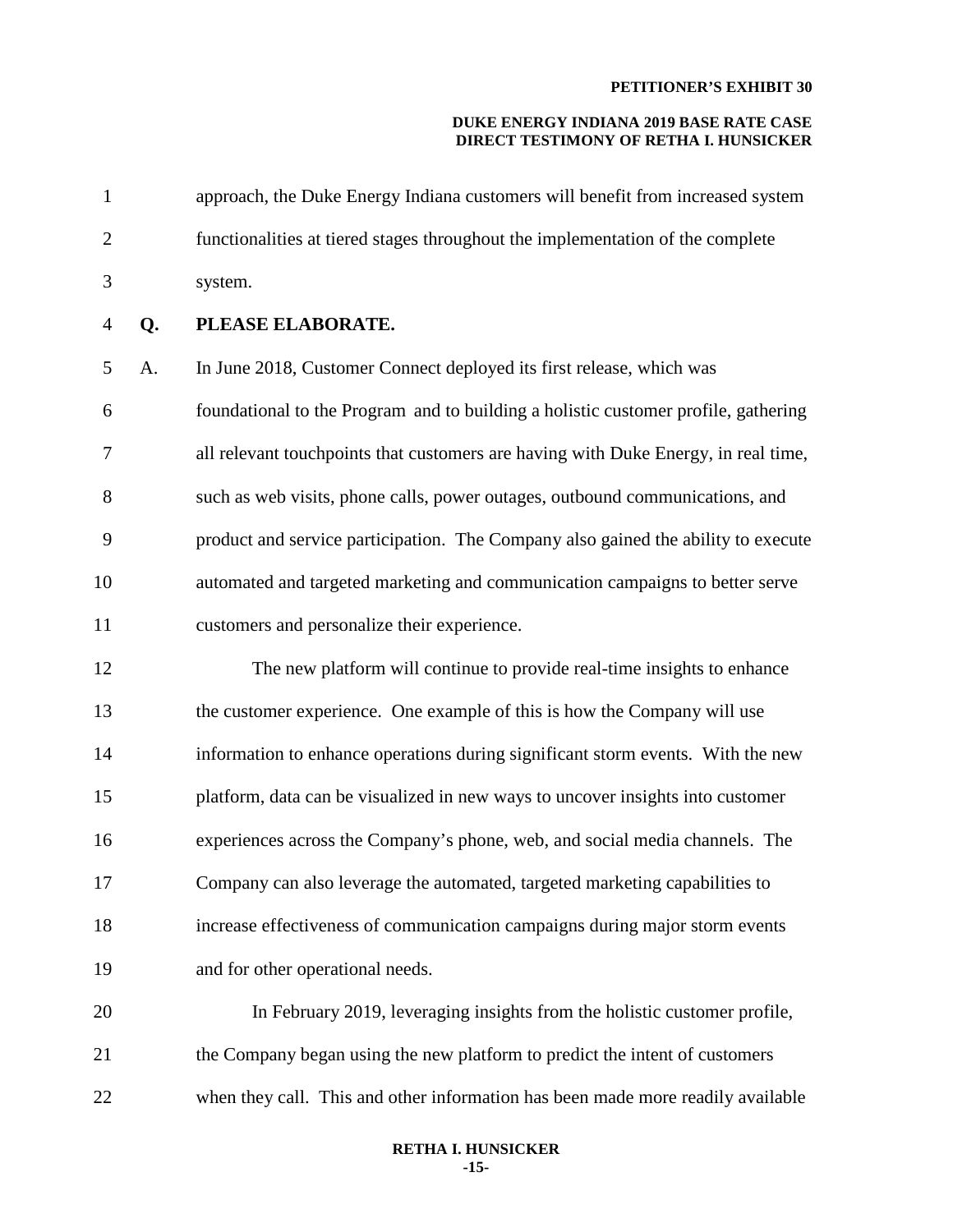approach, the Duke Energy Indiana customers will benefit from increased system functionalities at tiered stages throughout the implementation of the complete system.

**Q. PLEASE ELABORATE.**

A. In June 2018, Customer Connect deployed its first release, which was foundational to the Program and to building a holistic customer profile, gathering all relevant touchpoints that customers are having with Duke Energy, in real time, such as web visits, phone calls, power outages, outbound communications, and product and service participation. The Company also gained the ability to execute automated and targeted marketing and communication campaigns to better serve customers and personalize their experience.

The new platform will continue to provide real-time insights to enhance the customer experience. One example of this is how the Company will use information to enhance operations during significant storm events. With the new platform, data can be visualized in new ways to uncover insights into customer experiences across the Company's phone, web, and social media channels. The Company can also leverage the automated, targeted marketing capabilities to increase effectiveness of communication campaigns during major storm events and for other operational needs.

In February 2019, leveraging insights from the holistic customer profile, the Company began using the new platform to predict the intent of customers when they call. This and other information has been made more readily available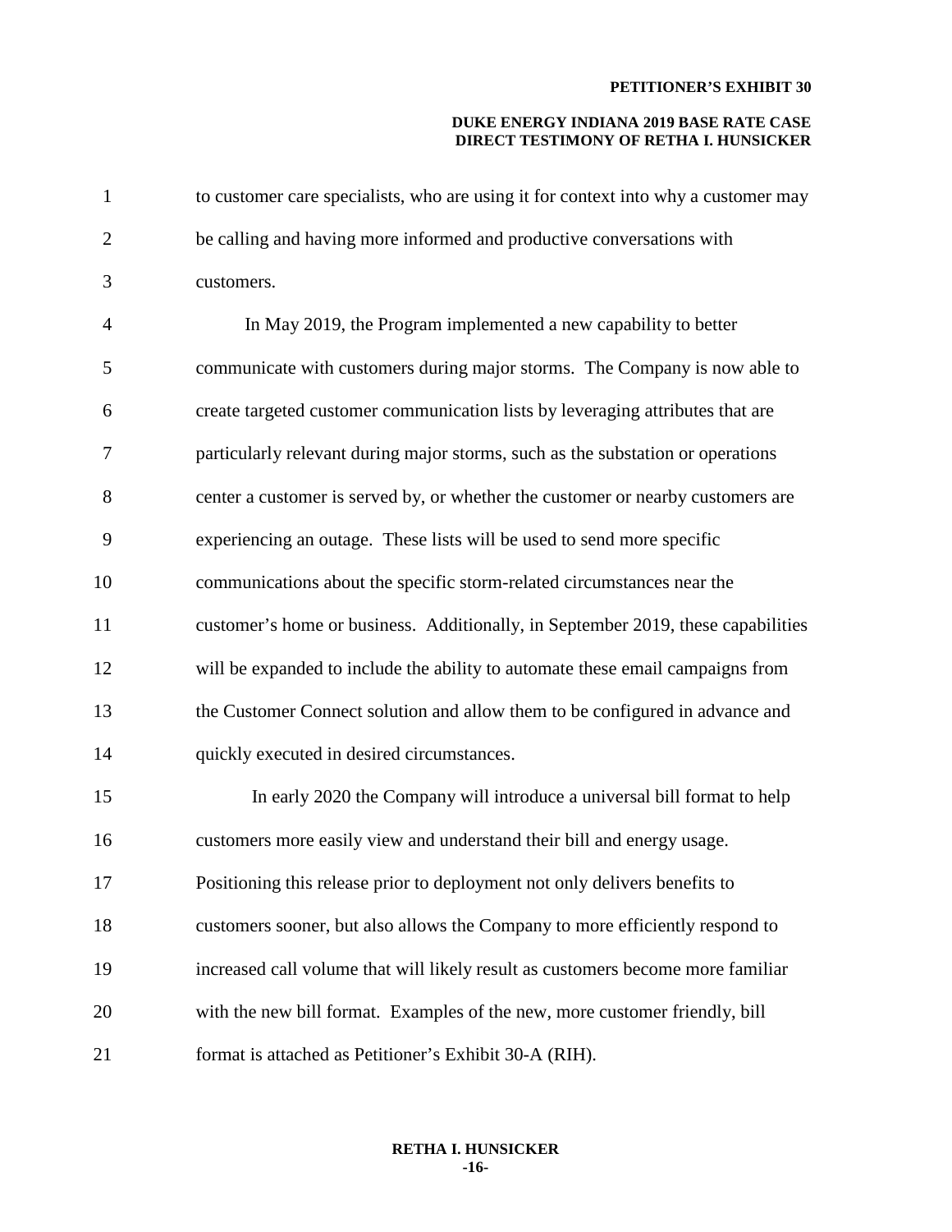to customer care specialists, who are using it for context into why a customer may be calling and having more informed and productive conversations with customers.

In May 2019, the Program implemented a new capability to better communicate with customers during major storms. The Company is now able to create targeted customer communication lists by leveraging attributes that are particularly relevant during major storms, such as the substation or operations center a customer is served by, or whether the customer or nearby customers are experiencing an outage. These lists will be used to send more specific communications about the specific storm-related circumstances near the customer's home or business. Additionally, in September 2019, these capabilities will be expanded to include the ability to automate these email campaigns from the Customer Connect solution and allow them to be configured in advance and quickly executed in desired circumstances.

In early 2020 the Company will introduce a universal bill format to help customers more easily view and understand their bill and energy usage. Positioning this release prior to deployment not only delivers benefits to customers sooner, but also allows the Company to more efficiently respond to increased call volume that will likely result as customers become more familiar with the new bill format. Examples of the new, more customer friendly, bill format is attached as Petitioner's Exhibit 30-A (RIH).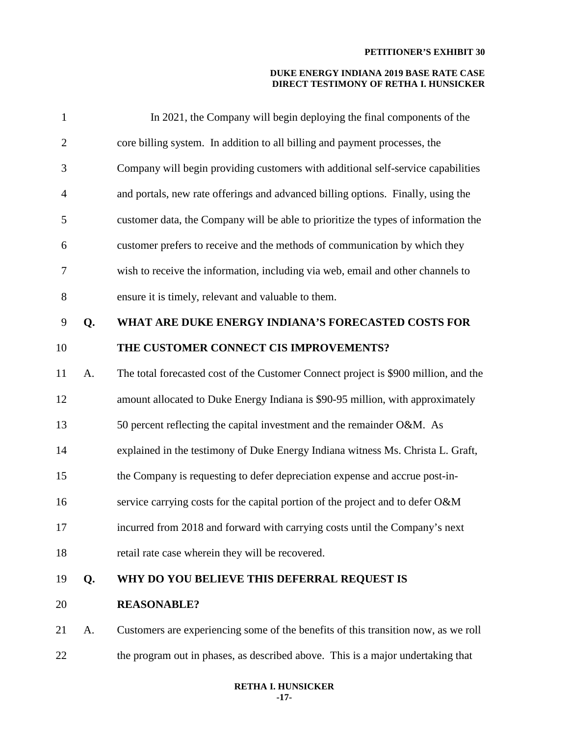In 2021, the Company will begin deploying the final components of the core billing system. In addition to all billing and payment processes, the Company will begin providing customers with additional self-service capabilities and portals, new rate offerings and advanced billing options. Finally, using the customer data, the Company will be able to prioritize the types of information the customer prefers to receive and the methods of communication by which they wish to receive the information, including via web, email and other channels to ensure it is timely, relevant and valuable to them.

**Q. WHAT ARE DUKE ENERGY INDIANA'S FORECASTED COSTS FOR THE CUSTOMER CONNECT CIS IMPROVEMENTS?**

A. The total forecasted cost of the Customer Connect project is $900 million, and the amount allocated to Duke Energy Indiana is $90-95 million, with approximately 50 percent reflecting the capital investment and the remainder O&M. As explained in the testimony of Duke Energy Indiana witness Ms. Christa L. Graft, the Company is requesting to defer depreciation expense and accrue post-in-service carrying costs for the capital portion of the project and to defer O&M incurred from 2018 and forward with carrying costs until the Company's next retail rate case wherein they will be recovered.

**Q. WHY DO YOU BELIEVE THIS DEFERRAL REQUEST IS REASONABLE?**

A. Customers are experiencing some of the benefits of this transition now, as we roll the program out in phases, as described above. This is a major undertaking that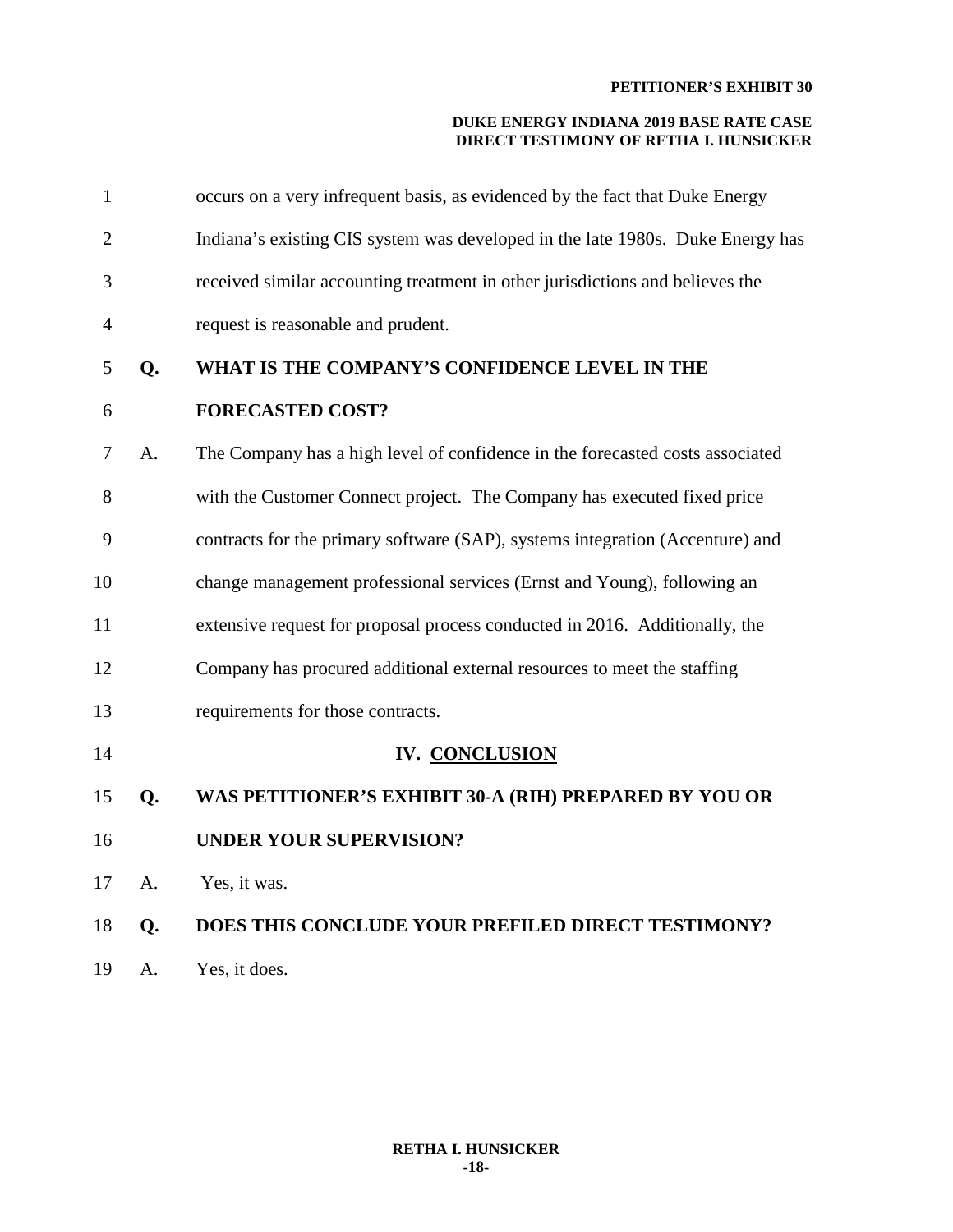occurs on a very infrequent basis, as evidenced by the fact that Duke Energy Indiana's existing CIS system was developed in the late 1980s. Duke Energy has received similar accounting treatment in other jurisdictions and believes the request is reasonable and prudent.

**Q. WHAT IS THE COMPANY'S CONFIDENCE LEVEL IN THE FORECASTED COST?**

A. The Company has a high level of confidence in the forecasted costs associated with the Customer Connect project. The Company has executed fixed price contracts for the primary software (SAP), systems integration (Accenture) and change management professional services (Ernst and Young), following an extensive request for proposal process conducted in 2016. Additionally, the Company has procured additional external resources to meet the staffing requirements for those contracts.

## IV. CONCLUSION

**Q. WAS PETITIONER'S EXHIBIT 30-A (RIH) PREPARED BY YOU OR UNDER YOUR SUPERVISION?**

A. Yes, it was.

**Q. DOES THIS CONCLUDE YOUR PREFILED DIRECT TESTIMONY?**

A. Yes, it does.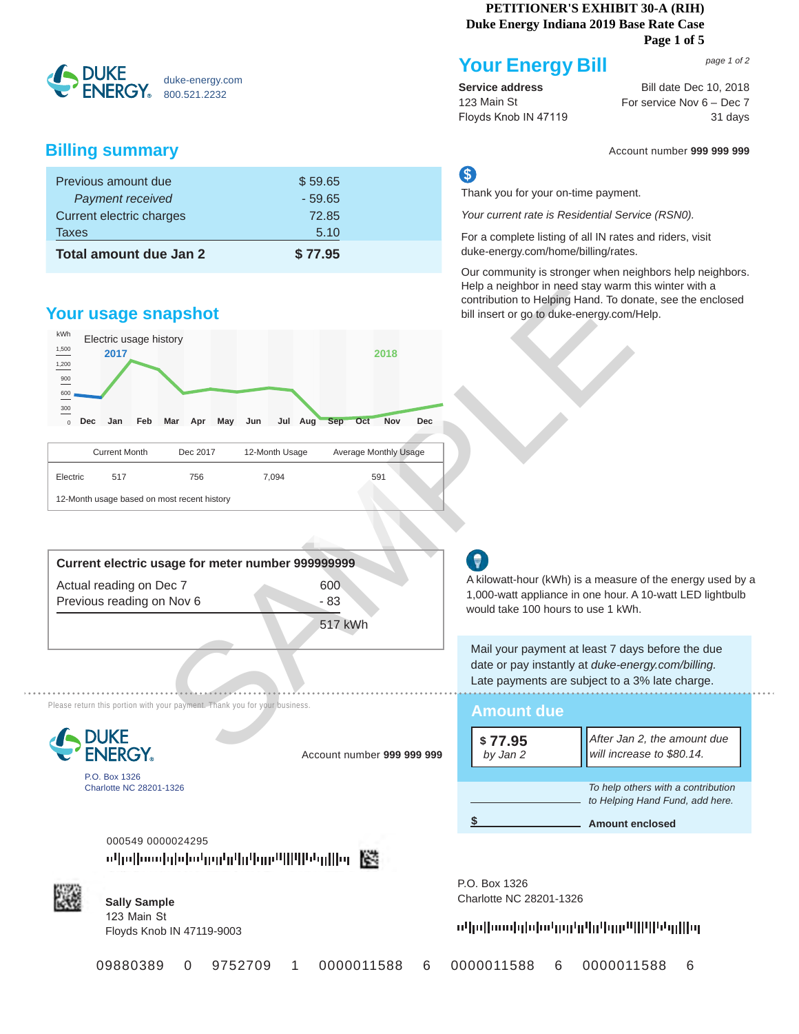PETITIONER'S EXHIBIT 30-A (RIH)
Duke Energy Indiana 2019 Base Rate Case

DUKE ENERGY
duke-energy.com
800.521.2232

# Your Energy Bill

page 1 of 2

**Service address**
123 Main St
Floyds Knob IN 47119

Bill date Dec 10, 2018
For service Nov 6 – Dec 7
31 days

Account number **999 999 999**

## Billing summary

| | |
|---|---|
| Previous amount due | $ 59.65 |
| *Payment received* | - 59.65 |
| Current electric charges | 72.85 |
| Taxes | 5.10 |
| **Total amount due Jan 2** | **$ 77.95** |

Thank you for your on-time payment.

*Your current rate is Residential Service (RSN0).*

For a complete listing of all IN rates and riders, visit duke-energy.com/home/billing/rates.

Our community is stronger when neighbors help neighbors. Help a neighbor in need stay warm this winter with a contribution to Helping Hand. To donate, see the enclosed bill insert or go to duke-energy.com/Help.

## Your usage snapshot

Electric usage history

kWh: 0, 300, 600, 900, 1,200, 1,500

2017: Dec; 2018: Jan, Feb, Mar, Apr, May, Jun, Jul, Aug, Sep, Oct, Nov, Dec

| | Current Month | Dec 2017 | 12-Month Usage | Average Monthly Usage |
|---|---|---|---|---|
| Electric | 517 | 756 | 7,094 | 591 |

12-Month usage based on most recent history

**Current electric usage for meter number 999999999**

| | |
|---|---|
| Actual reading on Dec 7 | 600 |
| Previous reading on Nov 6 | - 83 |
| | 517 kWh |

A kilowatt-hour (kWh) is a measure of the energy used by a 1,000-watt appliance in one hour. A 10-watt LED lightbulb would take 100 hours to use 1 kWh.

Mail your payment at least 7 days before the due date or pay instantly at *duke-energy.com/billing.* Late payments are subject to a 3% late charge.

Please return this portion with your payment. Thank you for your business.

DUKE ENERGY
P.O. Box 1326
Charlotte NC 28201-1326

Account number **999 999 999**

## Amount due

| | |
|---|---|
| **$ 77.95** *by Jan 2* | *After Jan 2, the amount due will increase to $80.14.* |

*To help others with a contribution to Helping Hand Fund, add here.*

$ **Amount enclosed**

000549 0000024295

**Sally Sample**
123 Main St
Floyds Knob IN 47119-9003

P.O. Box 1326
Charlotte NC 28201-1326

09880389 0 9752709 1 0000011588 6 0000011588 6 0000011588 6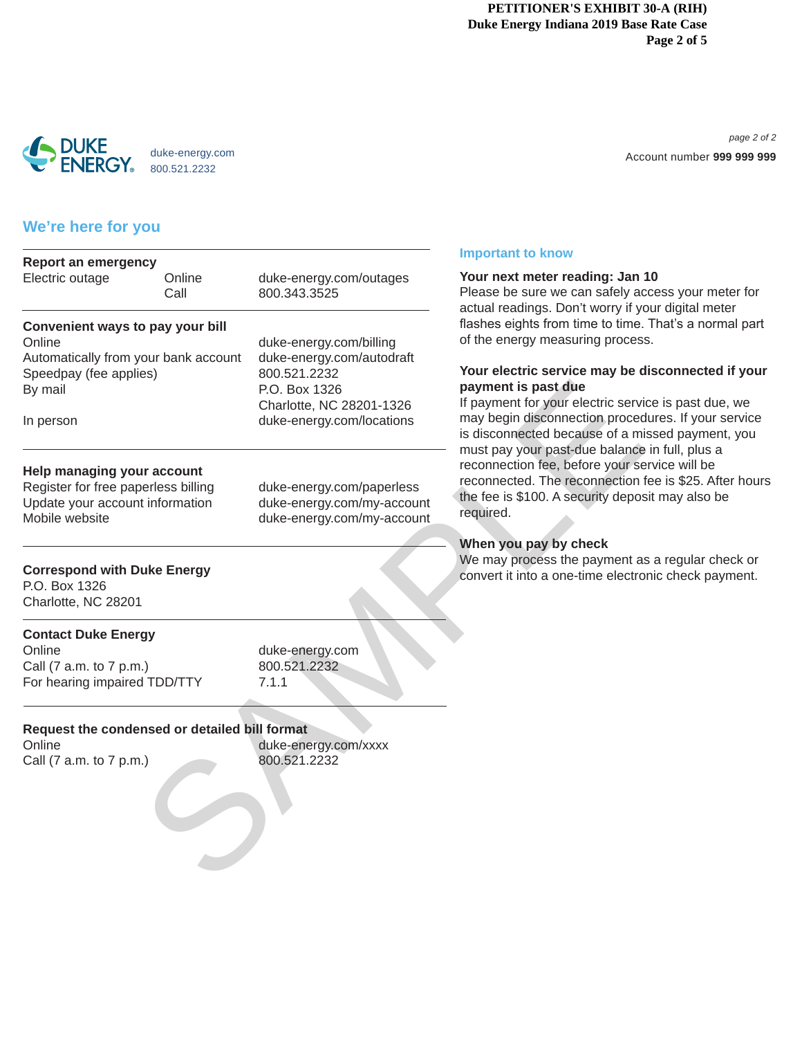**PETITIONER'S EXHIBIT 30-A (RIH)**
**Duke Energy Indiana 2019 Base Rate Case**

DUKE ENERGY

duke-energy.com
800.521.2232

Account number **999 999 999**

## We're here for you

| | | |
|---|---|---|
| **Report an emergency** | | |
| Electric outage | Online | duke-energy.com/outages |
| | Call | 800.343.3525 |

| | |
|---|---|
| **Convenient ways to pay your bill** | |
| Online | duke-energy.com/billing |
| Automatically from your bank account | duke-energy.com/autodraft |
| Speedpay (fee applies) | 800.521.2232 |
| By mail | P.O. Box 1326<br>Charlotte, NC 28201-1326 |
| In person | duke-energy.com/locations |

| | |
|---|---|
| **Help managing your account** | |
| Register for free paperless billing | duke-energy.com/paperless |
| Update your account information | duke-energy.com/my-account |
| Mobile website | duke-energy.com/my-account |

**Correspond with Duke Energy**
P.O. Box 1326
Charlotte, NC 28201

| | |
|---|---|
| **Contact Duke Energy** | |
| Online | duke-energy.com |
| Call (7 a.m. to 7 p.m.) | 800.521.2232 |
| For hearing impaired TDD/TTY | 7.1.1 |

| | |
|---|---|
| **Request the condensed or detailed bill format** | |
| Online | duke-energy.com/xxxx |
| Call (7 a.m. to 7 p.m.) | 800.521.2232 |

## Important to know

**Your next meter reading: Jan 10**
Please be sure we can safely access your meter for actual readings. Don't worry if your digital meter flashes eights from time to time. That's a normal part of the energy measuring process.

**Your electric service may be disconnected if your payment is past due**
If payment for your electric service is past due, we may begin disconnection procedures. If your service is disconnected because of a missed payment, you must pay your past-due balance in full, plus a reconnection fee, before your service will be reconnected. The reconnection fee is $25. After hours the fee is $100. A security deposit may also be required.

**When you pay by check**
We may process the payment as a regular check or convert it into a one-time electronic check payment.

SAMPLE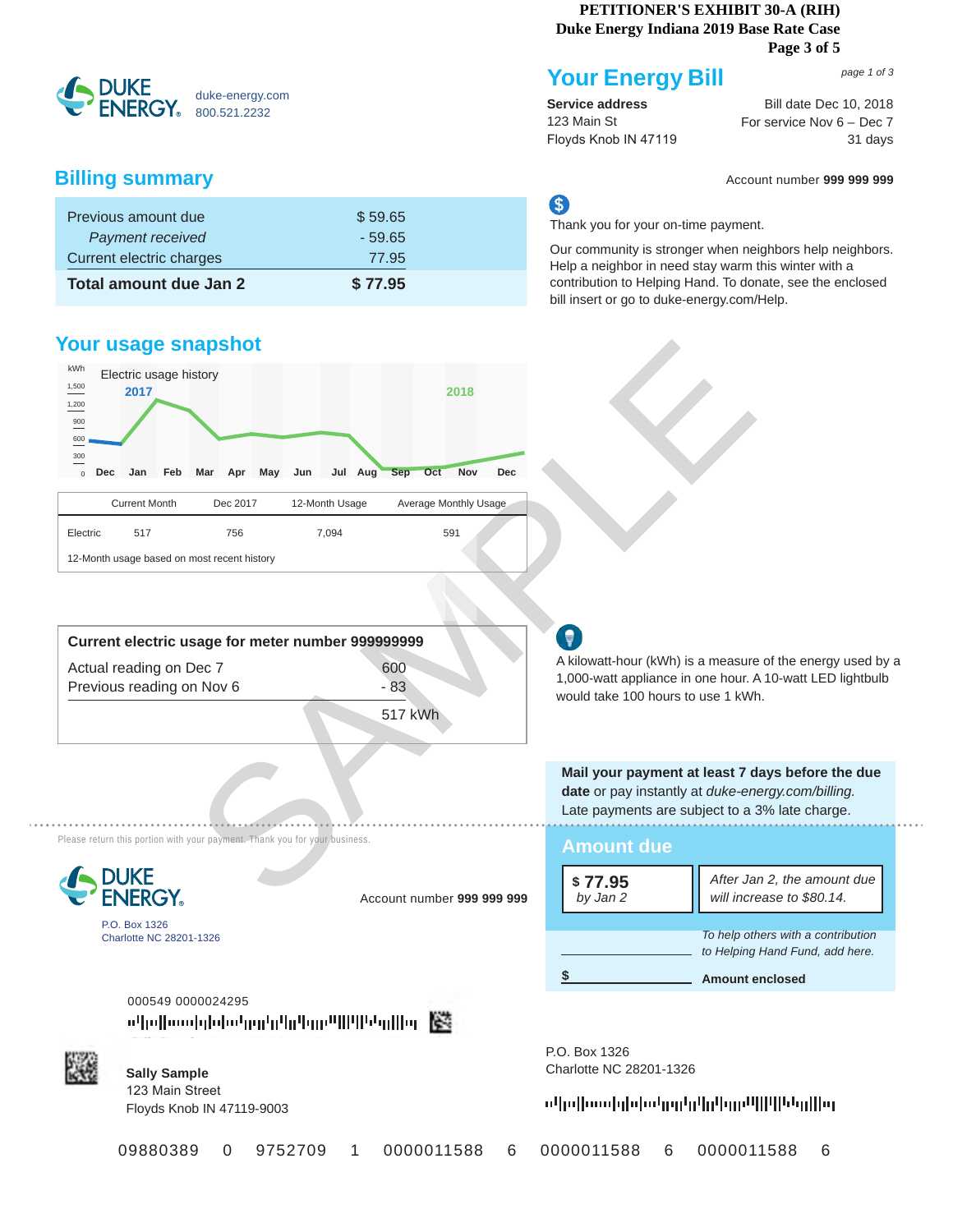PETITIONER'S EXHIBIT 30-A (RIH)
Duke Energy Indiana 2019 Base Rate Case
Page 3 of 5

DUKE ENERGY
duke-energy.com
800.521.2232

# Your Energy Bill

page 1 of 3

**Service address**
123 Main St
Floyds Knob IN 47119

Bill date Dec 10, 2018
For service Nov 6 – Dec 7
31 days

Account number **999 999 999**

## Billing summary

| | |
|---|---|
| Previous amount due | $ 59.65 |
| *Payment received* | - 59.65 |
| Current electric charges | 77.95 |
| **Total amount due Jan 2** | **$ 77.95** |

Thank you for your on-time payment.

Our community is stronger when neighbors help neighbors. Help a neighbor in need stay warm this winter with a contribution to Helping Hand. To donate, see the enclosed bill insert or go to duke-energy.com/Help.

## Your usage snapshot

Electric usage history (kWh): 2017 Dec, 2018 Jan, Feb, Mar, Apr, May, Jun, Jul, Aug, Sep, Oct, Nov, Dec

| | Current Month | Dec 2017 | 12-Month Usage | Average Monthly Usage |
|---|---|---|---|---|
| Electric | 517 | 756 | 7,094 | 591 |

12-Month usage based on most recent history

| **Current electric usage for meter number 999999999** | |
|---|---|
| Actual reading on Dec 7 | 600 |
| Previous reading on Nov 6 | - 83 |
| | 517 kWh |

A kilowatt-hour (kWh) is a measure of the energy used by a 1,000-watt appliance in one hour. A 10-watt LED lightbulb would take 100 hours to use 1 kWh.

**Mail your payment at least 7 days before the due date** or pay instantly at *duke-energy.com/billing.* Late payments are subject to a 3% late charge.

SAMPLE

---

Please return this portion with your payment. Thank you for your business.

DUKE ENERGY
P.O. Box 1326
Charlotte NC 28201-1326

Account number **999 999 999**

## Amount due

| | |
|---|---|
| **$ 77.95** *by Jan 2* | *After Jan 2, the amount due will increase to $80.14.* |

*To help others with a contribution to Helping Hand Fund, add here.*

$ ______ **Amount enclosed**

000549 0000024295

**Sally Sample**
123 Main Street
Floyds Knob IN 47119-9003

P.O. Box 1326
Charlotte NC 28201-1326

09880389 0 9752709 1 0000011588 6 0000011588 6 0000011588 6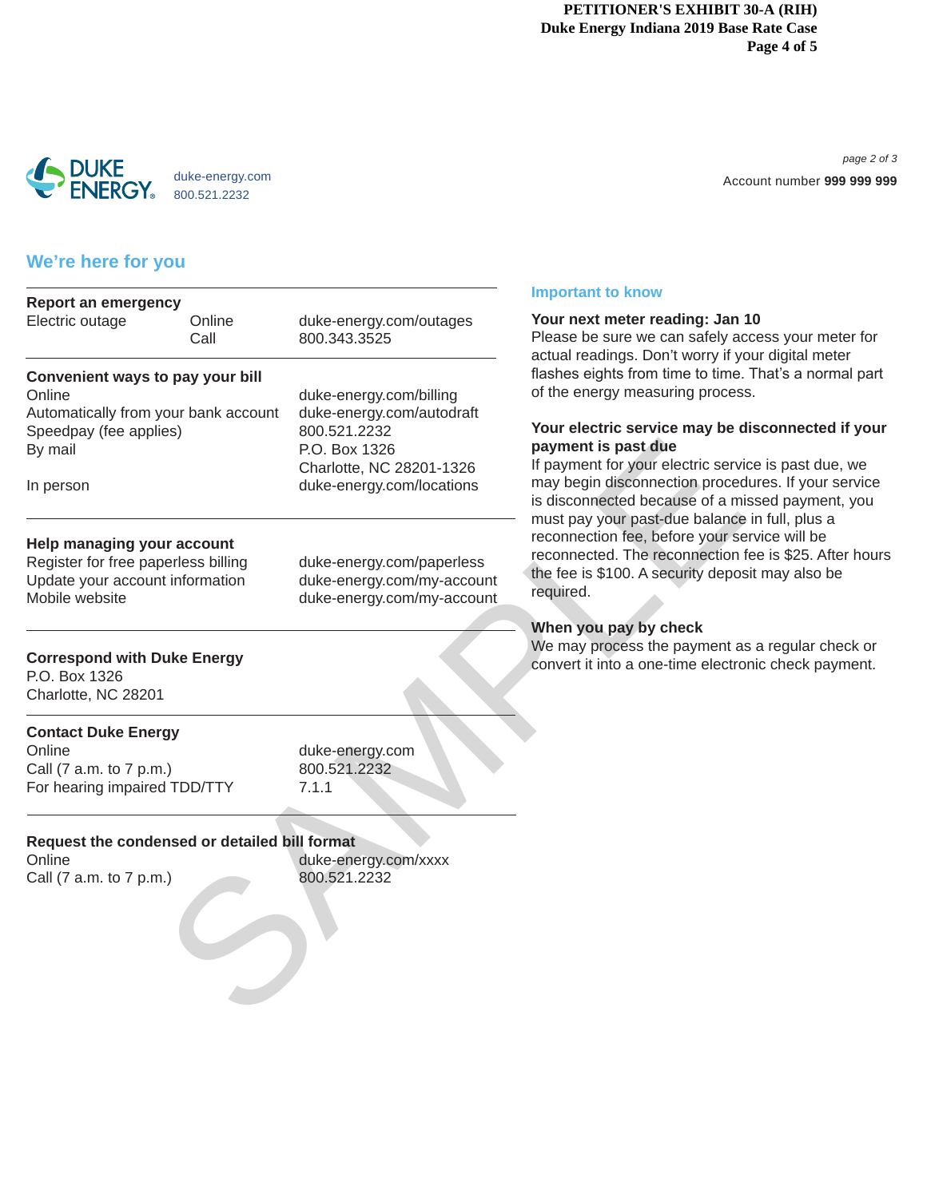PETITIONER'S EXHIBIT 30-A (RIH)
Duke Energy Indiana 2019 Base Rate Case

DUKE ENERGY

duke-energy.com
800.521.2232

*page 2 of 3*

Account number **999 999 999**

## We're here for you

**Report an emergency**

| | | |
|---|---|---|
| Electric outage | Online | duke-energy.com/outages |
| | Call | 800.343.3525 |

**Convenient ways to pay your bill**

| | |
|---|---|
| Online | duke-energy.com/billing |
| Automatically from your bank account | duke-energy.com/autodraft |
| Speedpay (fee applies) | 800.521.2232 |
| By mail | P.O. Box 1326 Charlotte, NC 28201-1326 |
| In person | duke-energy.com/locations |

**Help managing your account**

| | |
|---|---|
| Register for free paperless billing | duke-energy.com/paperless |
| Update your account information | duke-energy.com/my-account |
| Mobile website | duke-energy.com/my-account |

**Correspond with Duke Energy**

P.O. Box 1326
Charlotte, NC 28201

**Contact Duke Energy**

| | |
|---|---|
| Online | duke-energy.com |
| Call (7 a.m. to 7 p.m.) | 800.521.2232 |
| For hearing impaired TDD/TTY | 7.1.1 |

**Request the condensed or detailed bill format**

| | |
|---|---|
| Online | duke-energy.com/xxxx |
| Call (7 a.m. to 7 p.m.) | 800.521.2232 |

### Important to know

**Your next meter reading: Jan 10**
Please be sure we can safely access your meter for actual readings. Don't worry if your digital meter flashes eights from time to time. That's a normal part of the energy measuring process.

**Your electric service may be disconnected if your payment is past due**
If payment for your electric service is past due, we may begin disconnection procedures. If your service is disconnected because of a missed payment, you must pay your past-due balance in full, plus a reconnection fee, before your service will be reconnected. The reconnection fee is $25. After hours the fee is $100. A security deposit may also be required.

**When you pay by check**
We may process the payment as a regular check or convert it into a one-time electronic check payment.

SAMPLE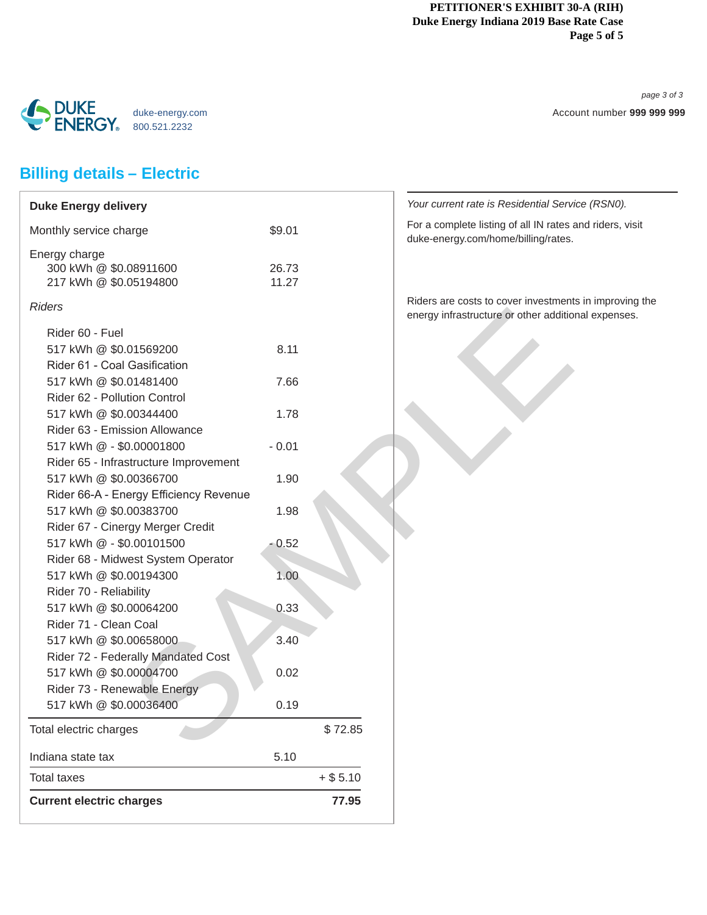PETITIONER'S EXHIBIT 30-A (RIH)
Duke Energy Indiana 2019 Base Rate Case

DUKE ENERGY

duke-energy.com
800.521.2232

page 3 of 3

Account number **999 999 999**

## Billing details – Electric

| **Duke Energy delivery** | | |
|---|---|---|
| Monthly service charge | $9.01 | |
| Energy charge | | |
| 300 kWh @ $0.08911600 | 26.73 | |
| 217 kWh @ $0.05194800 | 11.27 | |
| *Riders* | | |
| Rider 60 - Fuel | | |
| 517 kWh @ $0.01569200 | 8.11 | |
| Rider 61 - Coal Gasification | | |
| 517 kWh @ $0.01481400 | 7.66 | |
| Rider 62 - Pollution Control | | |
| 517 kWh @ $0.00344400 | 1.78 | |
| Rider 63 - Emission Allowance | | |
| 517 kWh @ - $0.00001800 | - 0.01 | |
| Rider 65 - Infrastructure Improvement | | |
| 517 kWh @ $0.00366700 | 1.90 | |
| Rider 66-A - Energy Efficiency Revenue | | |
| 517 kWh @ $0.00383700 | 1.98 | |
| Rider 67 - Cinergy Merger Credit | | |
| 517 kWh @ - $0.00101500 | - 0.52 | |
| Rider 68 - Midwest System Operator | | |
| 517 kWh @ $0.00194300 | 1.00 | |
| Rider 70 - Reliability | | |
| 517 kWh @ $0.00064200 | 0.33 | |
| Rider 71 - Clean Coal | | |
| 517 kWh @ $0.00658000 | 3.40 | |
| Rider 72 - Federally Mandated Cost | | |
| 517 kWh @ $0.00004700 | 0.02 | |
| Rider 73 - Renewable Energy | | |
| 517 kWh @ $0.00036400 | 0.19 | |
| Total electric charges | | $ 72.85 |
| Indiana state tax | 5.10 | |
| Total taxes | | + $ 5.10 |
| **Current electric charges** | | **77.95** |

*Your current rate is Residential Service (RSN0).*

For a complete listing of all IN rates and riders, visit duke-energy.com/home/billing/rates.

Riders are costs to cover investments in improving the energy infrastructure or other additional expenses.

SAMPLE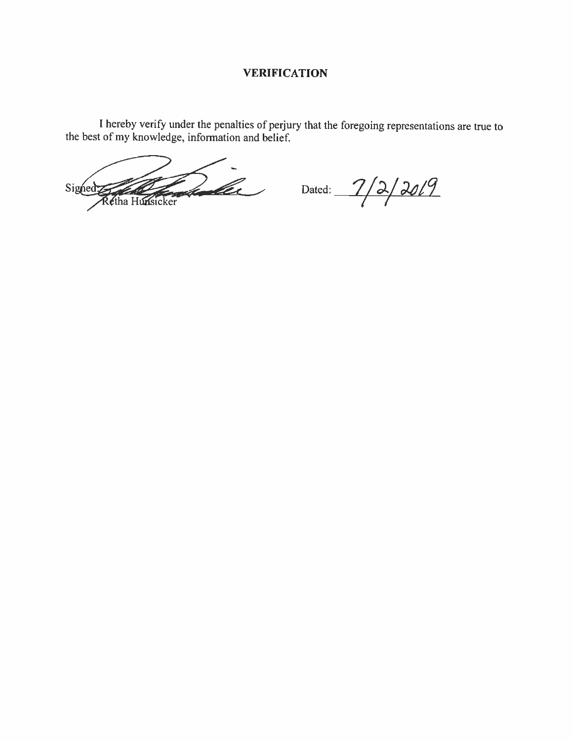## VERIFICATION

I hereby verify under the penalties of perjury that the foregoing representations are true to the best of my knowledge, information and belief.

Signed: Retha Hunsicker

Dated: 7/2/2019